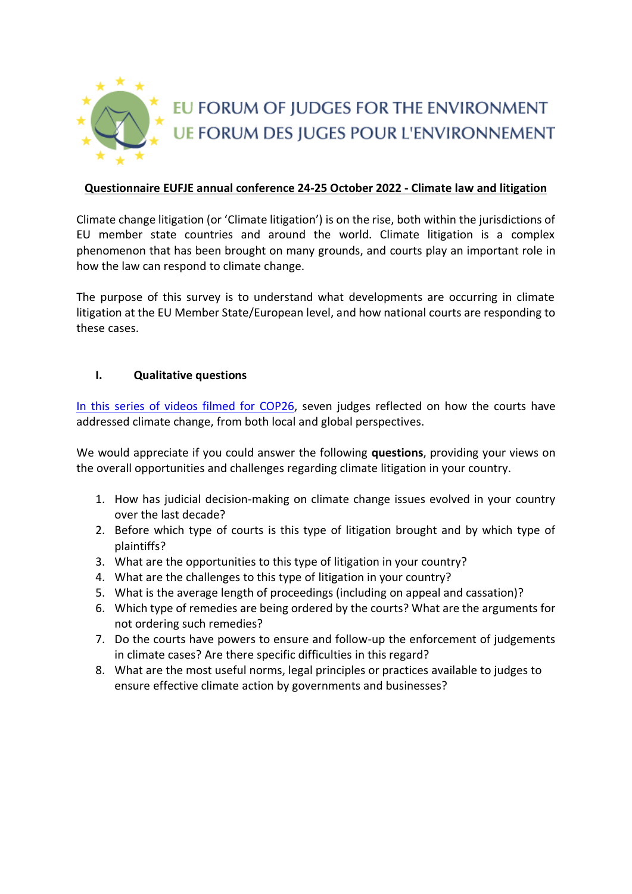EU FORUM OF JUDGES FOR THE ENVIRONMENT
UE FORUM DES JUGES POUR L'ENVIRONNEMENT

# Questionnaire EUFJE annual conference 24-25 October 2022 - Climate law and litigation

Climate change litigation (or 'Climate litigation') is on the rise, both within the jurisdictions of EU member state countries and around the world. Climate litigation is a complex phenomenon that has been brought on many grounds, and courts play an important role in how the law can respond to climate change.

The purpose of this survey is to understand what developments are occurring in climate litigation at the EU Member State/European level, and how national courts are responding to these cases.

## I. Qualitative questions

In this series of videos filmed for COP26, seven judges reflected on how the courts have addressed climate change, from both local and global perspectives.

We would appreciate if you could answer the following **questions**, providing your views on the overall opportunities and challenges regarding climate litigation in your country.

1. How has judicial decision-making on climate change issues evolved in your country over the last decade?
2. Before which type of courts is this type of litigation brought and by which type of plaintiffs?
3. What are the opportunities to this type of litigation in your country?
4. What are the challenges to this type of litigation in your country?
5. What is the average length of proceedings (including on appeal and cassation)?
6. Which type of remedies are being ordered by the courts? What are the arguments for not ordering such remedies?
7. Do the courts have powers to ensure and follow-up the enforcement of judgements in climate cases? Are there specific difficulties in this regard?
8. What are the most useful norms, legal principles or practices available to judges to ensure effective climate action by governments and businesses?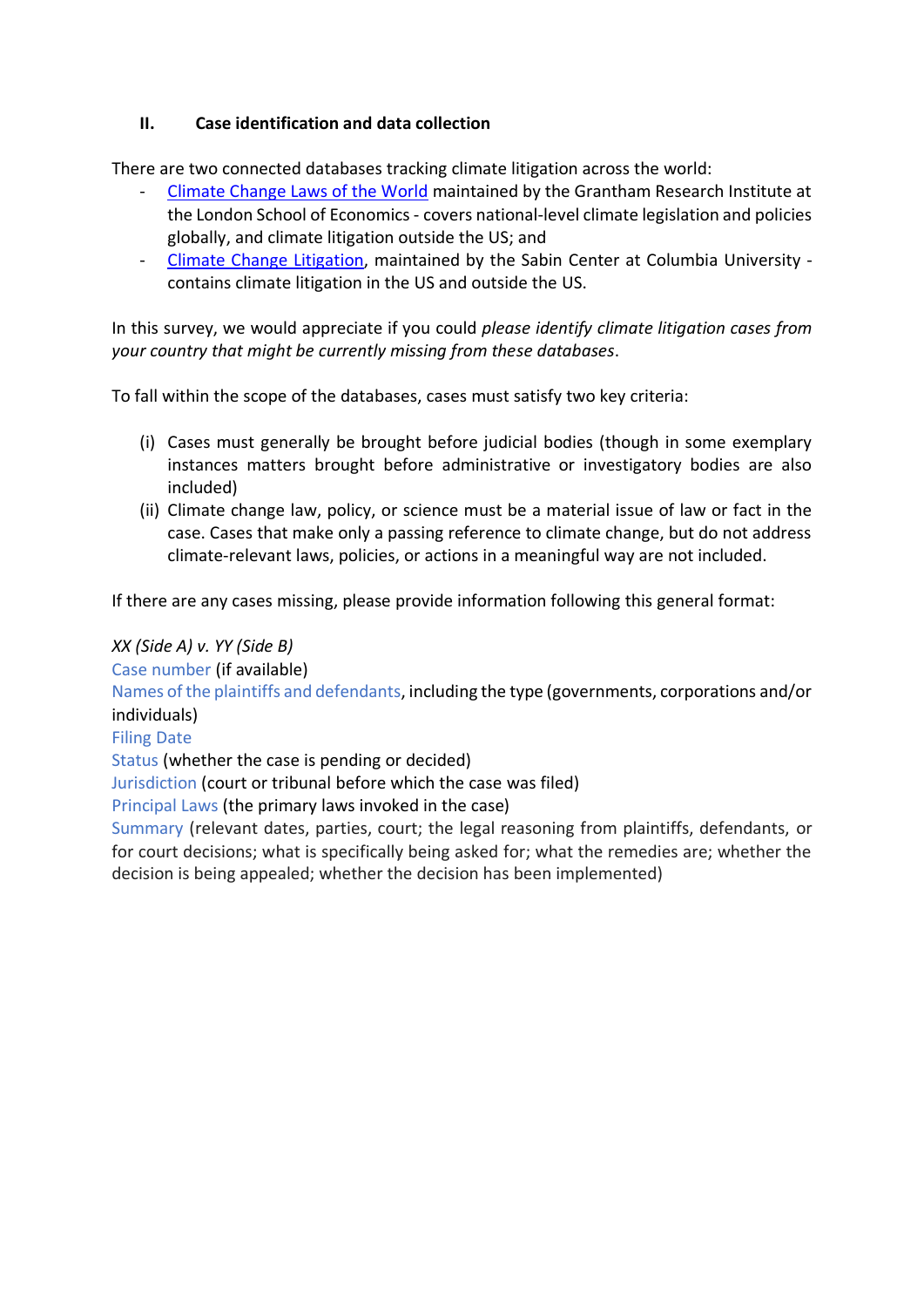## II. Case identification and data collection

There are two connected databases tracking climate litigation across the world:

- Climate Change Laws of the World maintained by the Grantham Research Institute at the London School of Economics - covers national-level climate legislation and policies globally, and climate litigation outside the US; and
- Climate Change Litigation, maintained by the Sabin Center at Columbia University - contains climate litigation in the US and outside the US.

In this survey, we would appreciate if you could *please identify climate litigation cases from your country that might be currently missing from these databases*.

To fall within the scope of the databases, cases must satisfy two key criteria:

(i) Cases must generally be brought before judicial bodies (though in some exemplary instances matters brought before administrative or investigatory bodies are also included)

(ii) Climate change law, policy, or science must be a material issue of law or fact in the case. Cases that make only a passing reference to climate change, but do not address climate-relevant laws, policies, or actions in a meaningful way are not included.

If there are any cases missing, please provide information following this general format:

*XX (Side A) v. YY (Side B)*
Case number (if available)
Names of the plaintiffs and defendants, including the type (governments, corporations and/or individuals)
Filing Date
Status (whether the case is pending or decided)
Jurisdiction (court or tribunal before which the case was filed)
Principal Laws (the primary laws invoked in the case)
Summary (relevant dates, parties, court; the legal reasoning from plaintiffs, defendants, or for court decisions; what is specifically being asked for; what the remedies are; whether the decision is being appealed; whether the decision has been implemented)